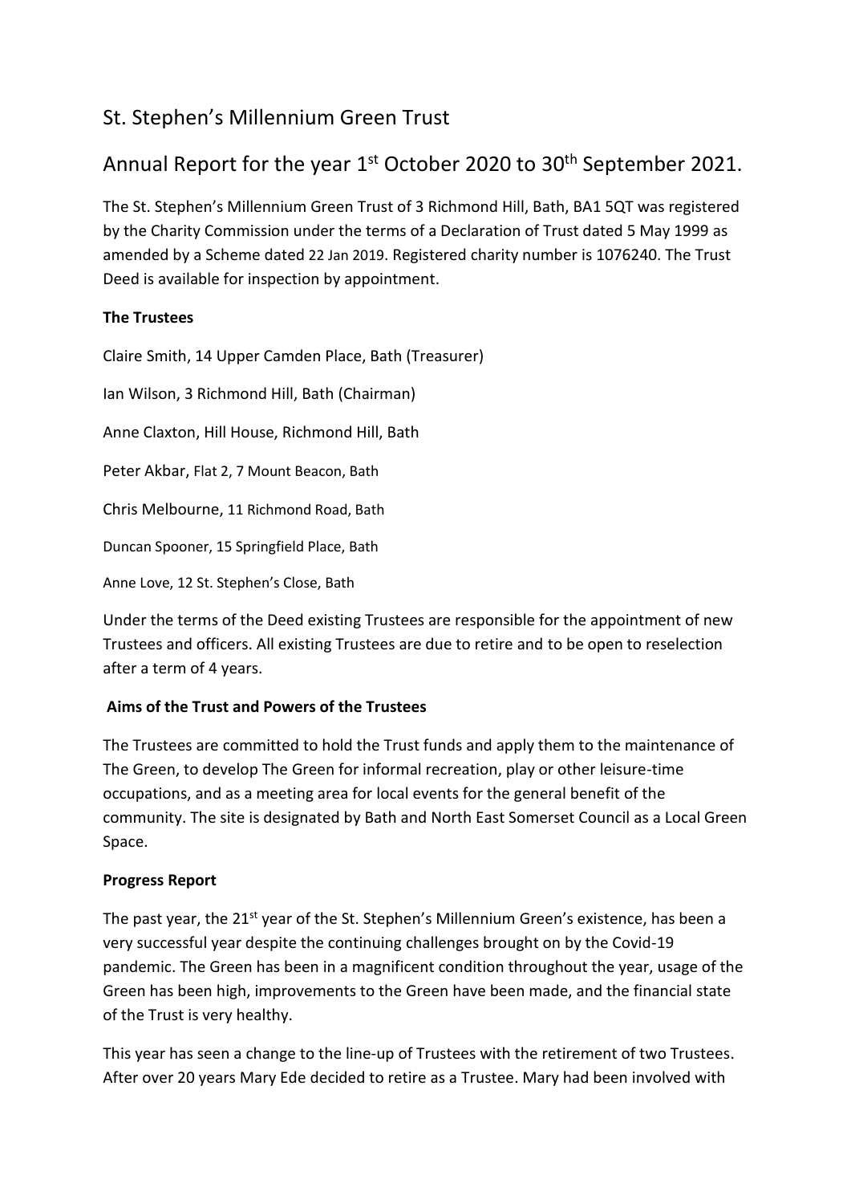# St. Stephen's Millennium Green Trust

## Annual Report for the year 1st October 2020 to 30th September 2021.

The St. Stephen's Millennium Green Trust of 3 Richmond Hill, Bath, BA1 5QT was registered by the Charity Commission under the terms of a Declaration of Trust dated 5 May 1999 as amended by a Scheme dated 22 Jan 2019. Registered charity number is 1076240. The Trust Deed is available for inspection by appointment.

### The Trustees

Claire Smith, 14 Upper Camden Place, Bath (Treasurer)

Ian Wilson, 3 Richmond Hill, Bath (Chairman)

Anne Claxton, Hill House, Richmond Hill, Bath

Peter Akbar, Flat 2, 7 Mount Beacon, Bath

Chris Melbourne, 11 Richmond Road, Bath

Duncan Spooner, 15 Springfield Place, Bath

Anne Love, 12 St. Stephen's Close, Bath

Under the terms of the Deed existing Trustees are responsible for the appointment of new Trustees and officers. All existing Trustees are due to retire and to be open to reselection after a term of 4 years.

### Aims of the Trust and Powers of the Trustees

The Trustees are committed to hold the Trust funds and apply them to the maintenance of The Green, to develop The Green for informal recreation, play or other leisure-time occupations, and as a meeting area for local events for the general benefit of the community. The site is designated by Bath and North East Somerset Council as a Local Green Space.

### Progress Report

The past year, the 21st year of the St. Stephen's Millennium Green's existence, has been a very successful year despite the continuing challenges brought on by the Covid-19 pandemic. The Green has been in a magnificent condition throughout the year, usage of the Green has been high, improvements to the Green have been made, and the financial state of the Trust is very healthy.

This year has seen a change to the line-up of Trustees with the retirement of two Trustees. After over 20 years Mary Ede decided to retire as a Trustee. Mary had been involved with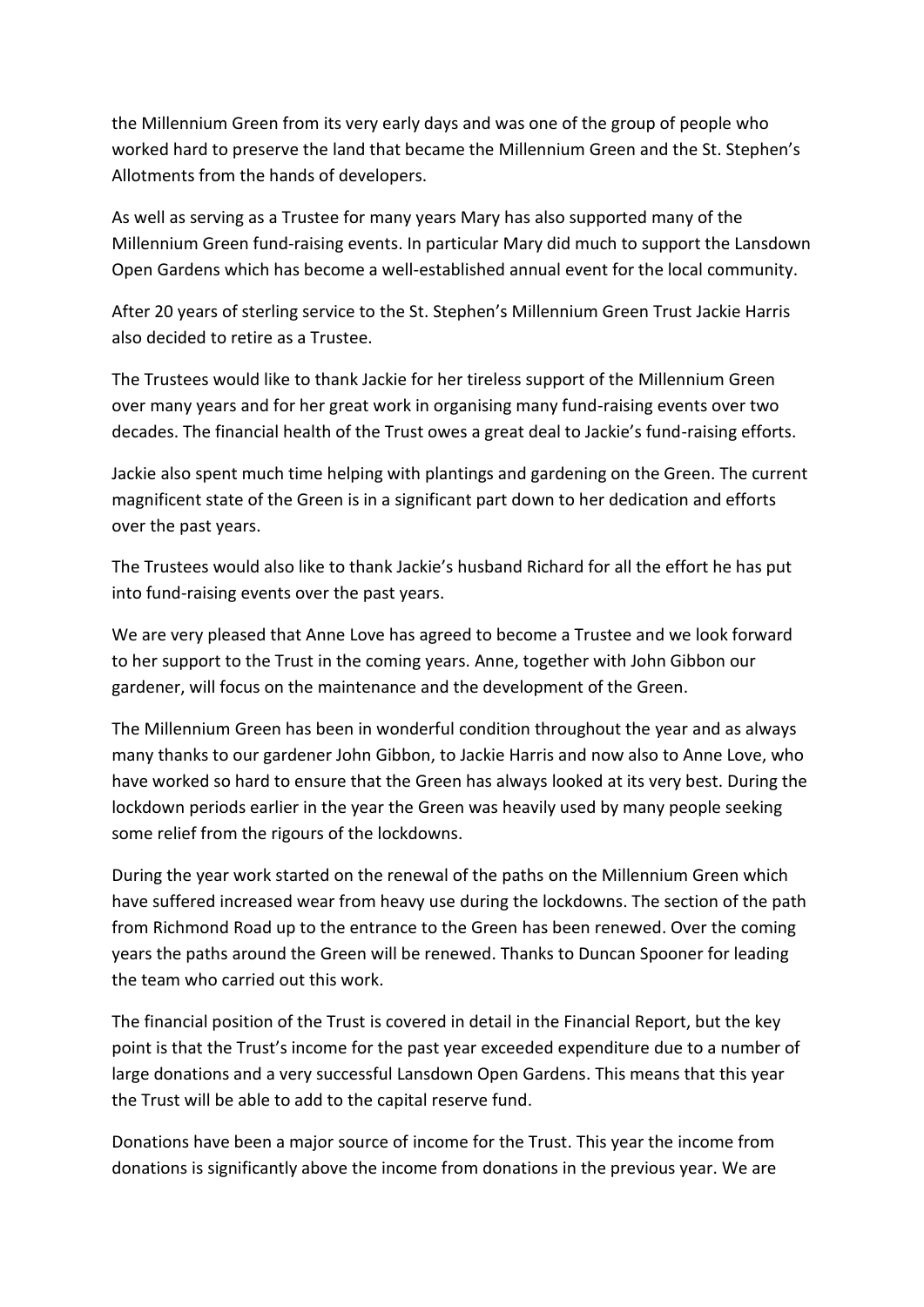the Millennium Green from its very early days and was one of the group of people who worked hard to preserve the land that became the Millennium Green and the St. Stephen's Allotments from the hands of developers.

As well as serving as a Trustee for many years Mary has also supported many of the Millennium Green fund-raising events. In particular Mary did much to support the Lansdown Open Gardens which has become a well-established annual event for the local community.

After 20 years of sterling service to the St. Stephen's Millennium Green Trust Jackie Harris also decided to retire as a Trustee.

The Trustees would like to thank Jackie for her tireless support of the Millennium Green over many years and for her great work in organising many fund-raising events over two decades. The financial health of the Trust owes a great deal to Jackie's fund-raising efforts.

Jackie also spent much time helping with plantings and gardening on the Green. The current magnificent state of the Green is in a significant part down to her dedication and efforts over the past years.

The Trustees would also like to thank Jackie's husband Richard for all the effort he has put into fund-raising events over the past years.

We are very pleased that Anne Love has agreed to become a Trustee and we look forward to her support to the Trust in the coming years. Anne, together with John Gibbon our gardener, will focus on the maintenance and the development of the Green.

The Millennium Green has been in wonderful condition throughout the year and as always many thanks to our gardener John Gibbon, to Jackie Harris and now also to Anne Love, who have worked so hard to ensure that the Green has always looked at its very best. During the lockdown periods earlier in the year the Green was heavily used by many people seeking some relief from the rigours of the lockdowns.

During the year work started on the renewal of the paths on the Millennium Green which have suffered increased wear from heavy use during the lockdowns. The section of the path from Richmond Road up to the entrance to the Green has been renewed. Over the coming years the paths around the Green will be renewed. Thanks to Duncan Spooner for leading the team who carried out this work.

The financial position of the Trust is covered in detail in the Financial Report, but the key point is that the Trust's income for the past year exceeded expenditure due to a number of large donations and a very successful Lansdown Open Gardens. This means that this year the Trust will be able to add to the capital reserve fund.

Donations have been a major source of income for the Trust. This year the income from donations is significantly above the income from donations in the previous year. We are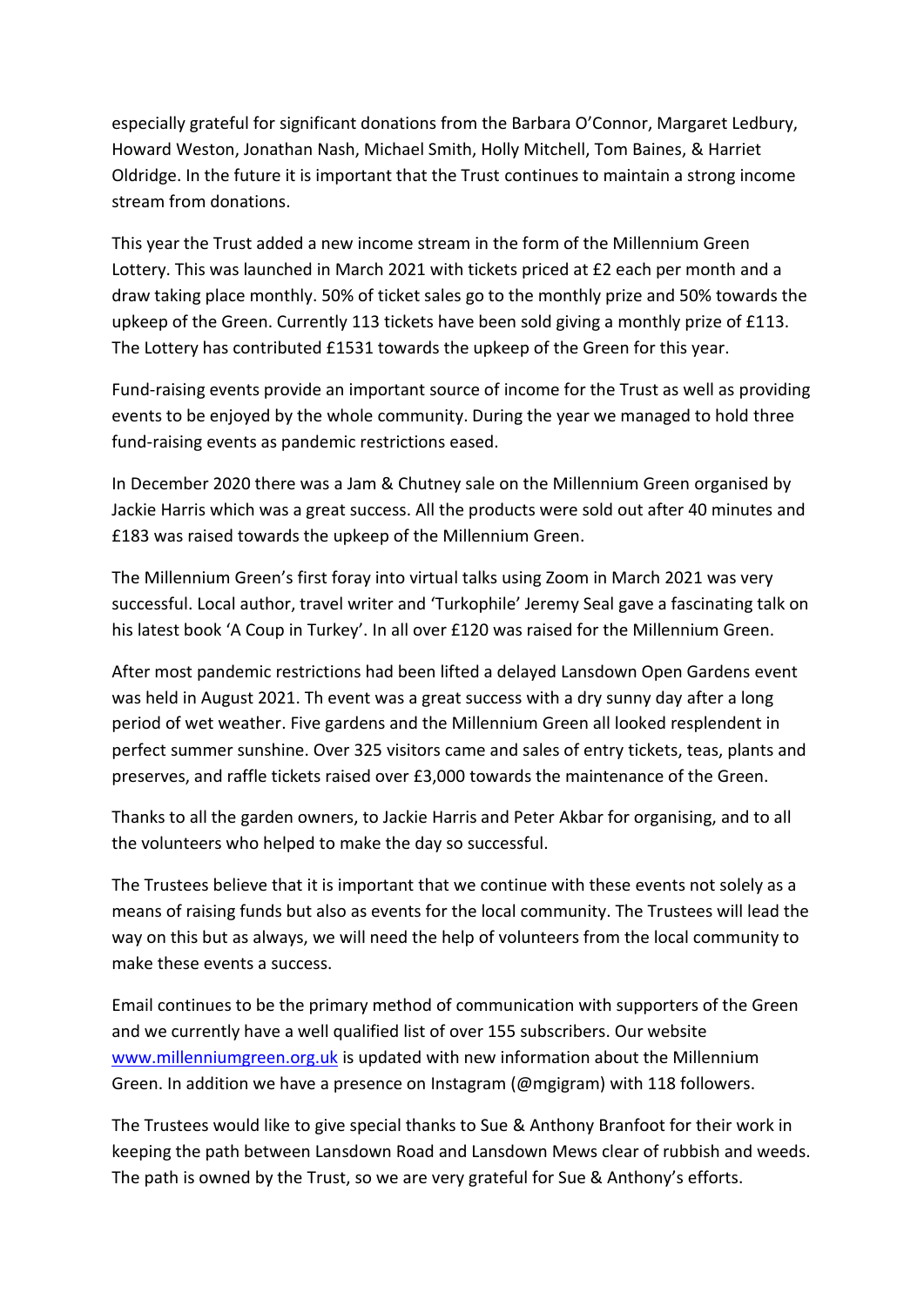especially grateful for significant donations from the Barbara O'Connor, Margaret Ledbury, Howard Weston, Jonathan Nash, Michael Smith, Holly Mitchell, Tom Baines, & Harriet Oldridge. In the future it is important that the Trust continues to maintain a strong income stream from donations.

This year the Trust added a new income stream in the form of the Millennium Green Lottery. This was launched in March 2021 with tickets priced at £2 each per month and a draw taking place monthly. 50% of ticket sales go to the monthly prize and 50% towards the upkeep of the Green. Currently 113 tickets have been sold giving a monthly prize of £113. The Lottery has contributed £1531 towards the upkeep of the Green for this year.

Fund-raising events provide an important source of income for the Trust as well as providing events to be enjoyed by the whole community. During the year we managed to hold three fund-raising events as pandemic restrictions eased.

In December 2020 there was a Jam & Chutney sale on the Millennium Green organised by Jackie Harris which was a great success. All the products were sold out after 40 minutes and £183 was raised towards the upkeep of the Millennium Green.

The Millennium Green's first foray into virtual talks using Zoom in March 2021 was very successful. Local author, travel writer and 'Turkophile' Jeremy Seal gave a fascinating talk on his latest book 'A Coup in Turkey'. In all over £120 was raised for the Millennium Green.

After most pandemic restrictions had been lifted a delayed Lansdown Open Gardens event was held in August 2021. Th event was a great success with a dry sunny day after a long period of wet weather. Five gardens and the Millennium Green all looked resplendent in perfect summer sunshine. Over 325 visitors came and sales of entry tickets, teas, plants and preserves, and raffle tickets raised over £3,000 towards the maintenance of the Green.

Thanks to all the garden owners, to Jackie Harris and Peter Akbar for organising, and to all the volunteers who helped to make the day so successful.

The Trustees believe that it is important that we continue with these events not solely as a means of raising funds but also as events for the local community. The Trustees will lead the way on this but as always, we will need the help of volunteers from the local community to make these events a success.

Email continues to be the primary method of communication with supporters of the Green and we currently have a well qualified list of over 155 subscribers. Our website [www.millenniumgreen.org.uk](http://www.millenniumgreen.org.uk) is updated with new information about the Millennium Green. In addition we have a presence on Instagram (@mgigram) with 118 followers.

The Trustees would like to give special thanks to Sue & Anthony Branfoot for their work in keeping the path between Lansdown Road and Lansdown Mews clear of rubbish and weeds. The path is owned by the Trust, so we are very grateful for Sue & Anthony's efforts.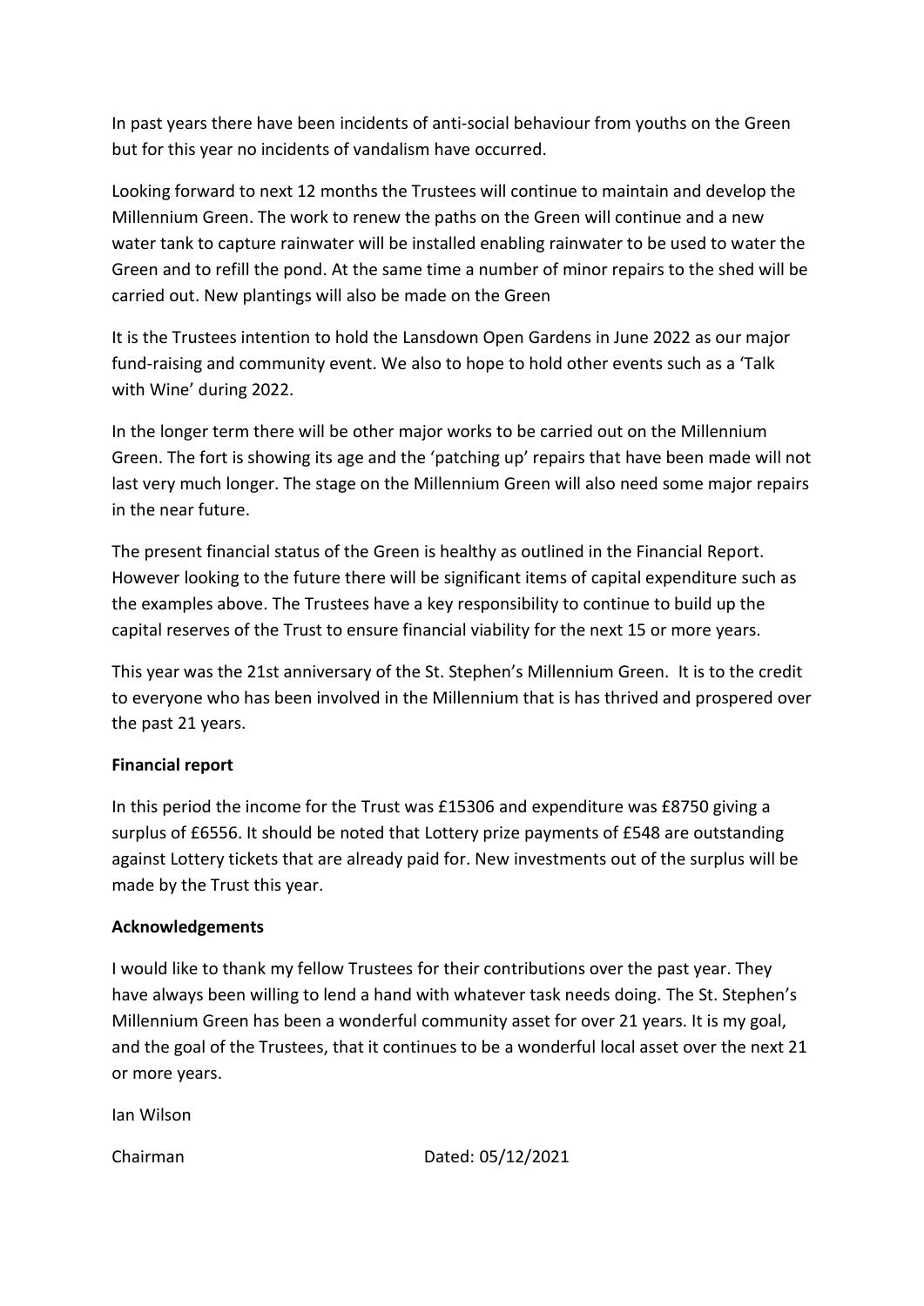In past years there have been incidents of anti-social behaviour from youths on the Green but for this year no incidents of vandalism have occurred.

Looking forward to next 12 months the Trustees will continue to maintain and develop the Millennium Green. The work to renew the paths on the Green will continue and a new water tank to capture rainwater will be installed enabling rainwater to be used to water the Green and to refill the pond. At the same time a number of minor repairs to the shed will be carried out. New plantings will also be made on the Green

It is the Trustees intention to hold the Lansdown Open Gardens in June 2022 as our major fund-raising and community event. We also to hope to hold other events such as a 'Talk with Wine' during 2022.

In the longer term there will be other major works to be carried out on the Millennium Green. The fort is showing its age and the 'patching up' repairs that have been made will not last very much longer. The stage on the Millennium Green will also need some major repairs in the near future.

The present financial status of the Green is healthy as outlined in the Financial Report. However looking to the future there will be significant items of capital expenditure such as the examples above. The Trustees have a key responsibility to continue to build up the capital reserves of the Trust to ensure financial viability for the next 15 or more years.

This year was the 21st anniversary of the St. Stephen's Millennium Green. It is to the credit to everyone who has been involved in the Millennium that is has thrived and prospered over the past 21 years.

**Financial report**

In this period the income for the Trust was £15306 and expenditure was £8750 giving a surplus of £6556. It should be noted that Lottery prize payments of £548 are outstanding against Lottery tickets that are already paid for. New investments out of the surplus will be made by the Trust this year.

**Acknowledgements**

I would like to thank my fellow Trustees for their contributions over the past year. They have always been willing to lend a hand with whatever task needs doing. The St. Stephen's Millennium Green has been a wonderful community asset for over 21 years. It is my goal, and the goal of the Trustees, that it continues to be a wonderful local asset over the next 21 or more years.

Ian Wilson

Chairman Dated: 05/12/2021